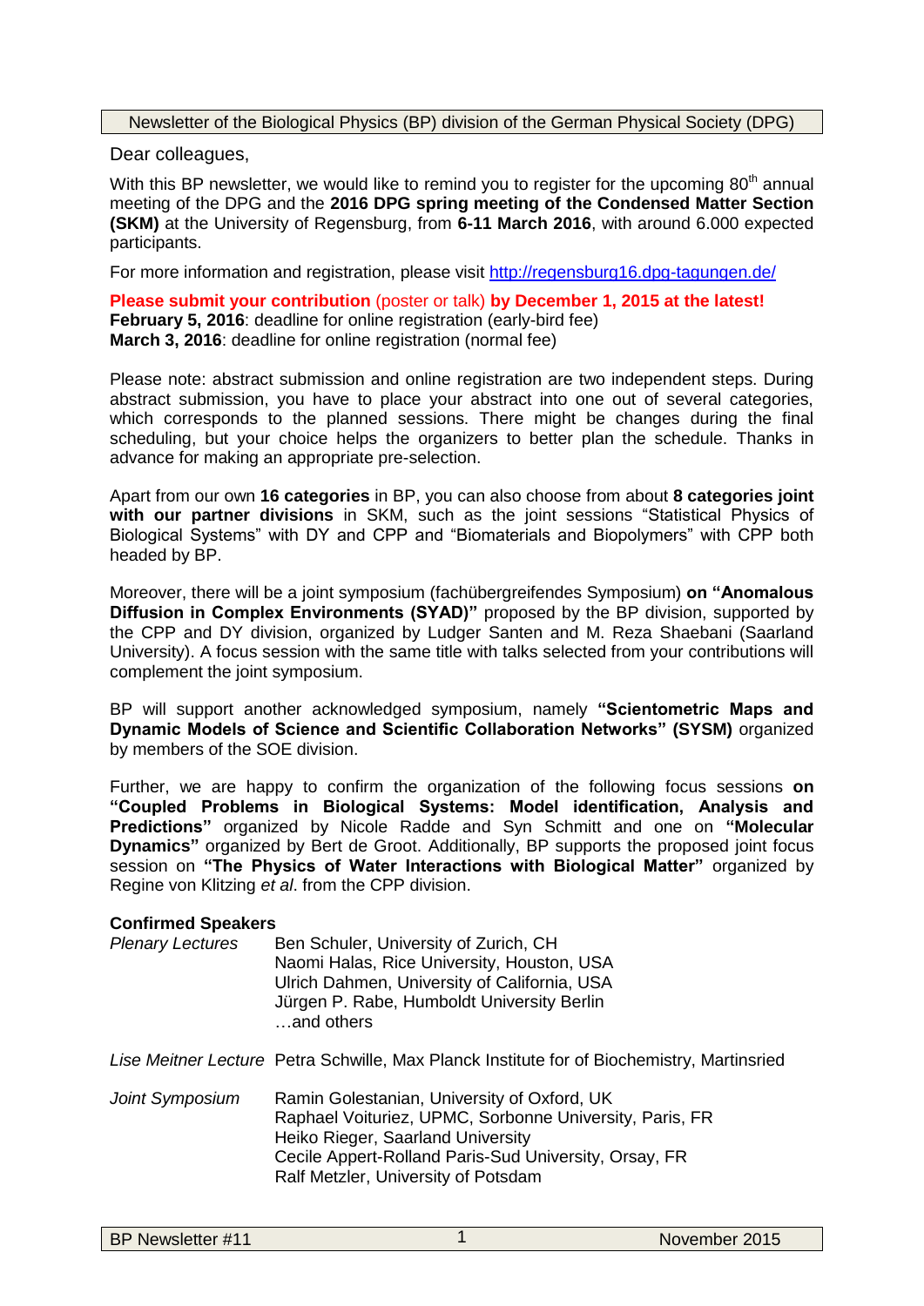Newsletter of the Biological Physics (BP) division of the German Physical Society (DPG)

Dear colleagues,

With this BP newsletter, we would like to remind you to register for the upcoming 80th annual meeting of the DPG and the **2016 DPG spring meeting of the Condensed Matter Section (SKM)** at the University of Regensburg, from **6-11 March 2016**, with around 6.000 expected participants.

For more information and registration, please visit http://regensburg16.dpg-tagungen.de/

**Please submit your contribution** (poster or talk) **by December 1, 2015 at the latest!**
**February 5, 2016**: deadline for online registration (early-bird fee)
**March 3, 2016**: deadline for online registration (normal fee)

Please note: abstract submission and online registration are two independent steps. During abstract submission, you have to place your abstract into one out of several categories, which corresponds to the planned sessions. There might be changes during the final scheduling, but your choice helps the organizers to better plan the schedule. Thanks in advance for making an appropriate pre-selection.

Apart from our own **16 categories** in BP, you can also choose from about **8 categories joint with our partner divisions** in SKM, such as the joint sessions "Statistical Physics of Biological Systems" with DY and CPP and "Biomaterials and Biopolymers" with CPP both headed by BP.

Moreover, there will be a joint symposium (fachübergreifendes Symposium) **on "Anomalous Diffusion in Complex Environments (SYAD)"** proposed by the BP division, supported by the CPP and DY division, organized by Ludger Santen and M. Reza Shaebani (Saarland University). A focus session with the same title with talks selected from your contributions will complement the joint symposium.

BP will support another acknowledged symposium, namely **"Scientometric Maps and Dynamic Models of Science and Scientific Collaboration Networks" (SYSM)** organized by members of the SOE division.

Further, we are happy to confirm the organization of the following focus sessions **on "Coupled Problems in Biological Systems: Model identification, Analysis and Predictions"** organized by Nicole Radde and Syn Schmitt and one on **"Molecular Dynamics"** organized by Bert de Groot. Additionally, BP supports the proposed joint focus session on **"The Physics of Water Interactions with Biological Matter"** organized by Regine von Klitzing *et al*. from the CPP division.

**Confirmed Speakers**

*Plenary Lectures*
- Ben Schuler, University of Zurich, CH
- Naomi Halas, Rice University, Houston, USA
- Ulrich Dahmen, University of California, USA
- Jürgen P. Rabe, Humboldt University Berlin
- …and others

*Lise Meitner Lecture*
- Petra Schwille, Max Planck Institute for of Biochemistry, Martinsried

*Joint Symposium*
- Ramin Golestanian, University of Oxford, UK
- Raphael Voituriez, UPMC, Sorbonne University, Paris, FR
- Heiko Rieger, Saarland University
- Cecile Appert-Rolland Paris-Sud University, Orsay, FR
- Ralf Metzler, University of Potsdam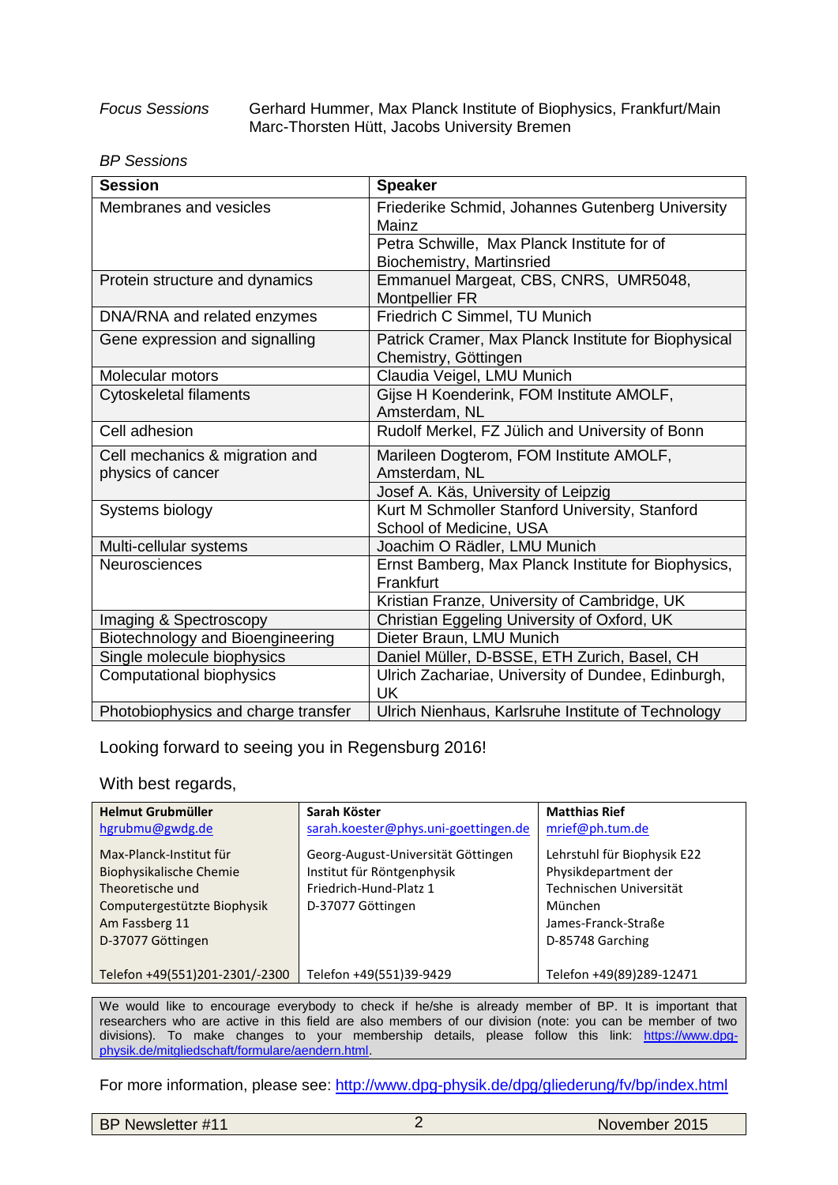*Focus Sessions* Gerhard Hummer, Max Planck Institute of Biophysics, Frankfurt/Main
Marc-Thorsten Hütt, Jacobs University Bremen

*BP Sessions*

| Session | Speaker |
|---|---|
| Membranes and vesicles | Friederike Schmid, Johannes Gutenberg University Mainz |
| | Petra Schwille, Max Planck Institute for of Biochemistry, Martinsried |
| Protein structure and dynamics | Emmanuel Margeat, CBS, CNRS, UMR5048, Montpellier FR |
| DNA/RNA and related enzymes | Friedrich C Simmel, TU Munich |
| Gene expression and signalling | Patrick Cramer, Max Planck Institute for Biophysical Chemistry, Göttingen |
| Molecular motors | Claudia Veigel, LMU Munich |
| Cytoskeletal filaments | Gijse H Koenderink, FOM Institute AMOLF, Amsterdam, NL |
| Cell adhesion | Rudolf Merkel, FZ Jülich and University of Bonn |
| Cell mechanics & migration and physics of cancer | Marileen Dogterom, FOM Institute AMOLF, Amsterdam, NL |
| | Josef A. Käs, University of Leipzig |
| Systems biology | Kurt M Schmoller Stanford University, Stanford School of Medicine, USA |
| Multi-cellular systems | Joachim O Rädler, LMU Munich |
| Neurosciences | Ernst Bamberg, Max Planck Institute for Biophysics, Frankfurt |
| | Kristian Franze, University of Cambridge, UK |
| Imaging & Spectroscopy | Christian Eggeling University of Oxford, UK |
| Biotechnology and Bioengineering | Dieter Braun, LMU Munich |
| Single molecule biophysics | Daniel Müller, D-BSSE, ETH Zurich, Basel, CH |
| Computational biophysics | Ulrich Zachariae, University of Dundee, Edinburgh, UK |
| Photobiophysics and charge transfer | Ulrich Nienhaus, Karlsruhe Institute of Technology |

Looking forward to seeing you in Regensburg 2016!

With best regards,

| **Helmut Grubmüller** | **Sarah Köster** | **Matthias Rief** |
|---|---|---|
| hgrubmu@gwdg.de | sarah.koester@phys.uni-goettingen.de | mrief@ph.tum.de |
| Max-Planck-Institut für Biophysikalische Chemie Theoretische und Computergestützte Biophysik Am Fassberg 11 D-37077 Göttingen | Georg-August-Universität Göttingen Institut für Röntgenphysik Friedrich-Hund-Platz 1 D-37077 Göttingen | Lehrstuhl für Biophysik E22 Physikdepartment der Technischen Universität München James-Franck-Straße D-85748 Garching |
| Telefon +49(551)201-2301/-2300 | Telefon +49(551)39-9429 | Telefon +49(89)289-12471 |

We would like to encourage everybody to check if he/she is already member of BP. It is important that researchers who are active in this field are also members of our division (note: you can be member of two divisions). To make changes to your membership details, please follow this link: https://www.dpg-physik.de/mitgliedschaft/formulare/aendern.html.

For more information, please see: http://www.dpg-physik.de/dpg/gliederung/fv/bp/index.html